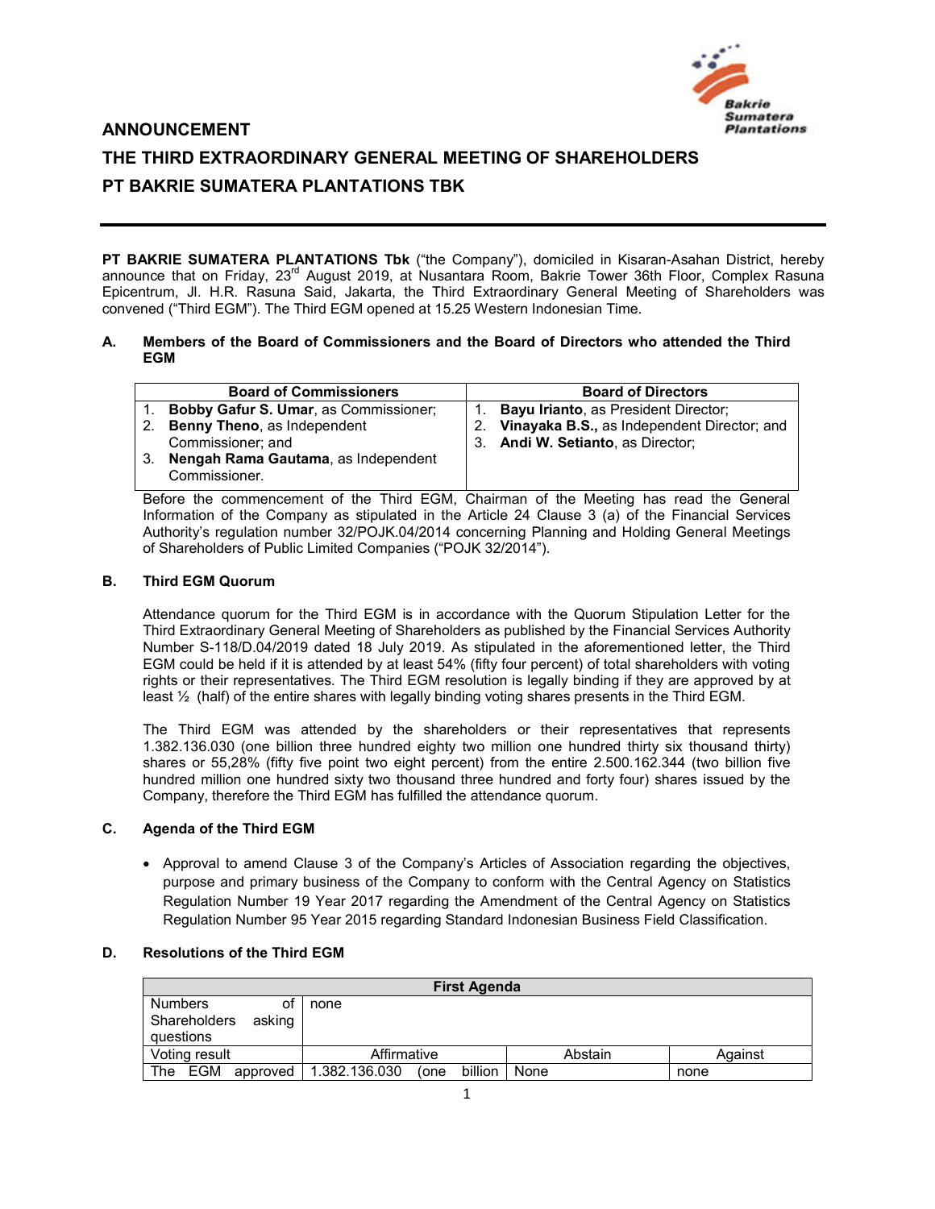# ANNOUNCEMENT

# THE THIRD EXTRAORDINARY GENERAL MEETING OF SHAREHOLDERS PT BAKRIE SUMATERA PLANTATIONS TBK

**PT BAKRIE SUMATERA PLANTATIONS Tbk** ("the Company"), domiciled in Kisaran-Asahan District, hereby announce that on Friday, 23rd August 2019, at Nusantara Room, Bakrie Tower 36th Floor, Complex Rasuna Epicentrum, Jl. H.R. Rasuna Said, Jakarta, the Third Extraordinary General Meeting of Shareholders was convened ("Third EGM"). The Third EGM opened at 15.25 Western Indonesian Time.

## A. Members of the Board of Commissioners and the Board of Directors who attended the Third EGM

| Board of Commissioners | Board of Directors |
|---|---|
| 1. **Bobby Gafur S. Umar**, as Commissioner;<br>2. **Benny Theno**, as Independent Commissioner; and<br>3. **Nengah Rama Gautama**, as Independent Commissioner. | 1. **Bayu Irianto**, as President Director;<br>2. **Vinayaka B.S.,** as Independent Director; and<br>3. **Andi W. Setianto**, as Director; |

Before the commencement of the Third EGM, Chairman of the Meeting has read the General Information of the Company as stipulated in the Article 24 Clause 3 (a) of the Financial Services Authority's regulation number 32/POJK.04/2014 concerning Planning and Holding General Meetings of Shareholders of Public Limited Companies ("POJK 32/2014").

## B. Third EGM Quorum

Attendance quorum for the Third EGM is in accordance with the Quorum Stipulation Letter for the Third Extraordinary General Meeting of Shareholders as published by the Financial Services Authority Number S-118/D.04/2019 dated 18 July 2019. As stipulated in the aforementioned letter, the Third EGM could be held if it is attended by at least 54% (fifty four percent) of total shareholders with voting rights or their representatives. The Third EGM resolution is legally binding if they are approved by at least ½ (half) of the entire shares with legally binding voting shares presents in the Third EGM.

The Third EGM was attended by the shareholders or their representatives that represents 1.382.136.030 (one billion three hundred eighty two million one hundred thirty six thousand thirty) shares or 55,28% (fifty five point two eight percent) from the entire 2.500.162.344 (two billion five hundred million one hundred sixty two thousand three hundred and forty four) shares issued by the Company, therefore the Third EGM has fulfilled the attendance quorum.

## C. Agenda of the Third EGM

- Approval to amend Clause 3 of the Company's Articles of Association regarding the objectives, purpose and primary business of the Company to conform with the Central Agency on Statistics Regulation Number 19 Year 2017 regarding the Amendment of the Central Agency on Statistics Regulation Number 95 Year 2015 regarding Standard Indonesian Business Field Classification.

## D. Resolutions of the Third EGM

| First Agenda | | | |
|---|---|---|---|
| Numbers of Shareholders asking questions | none | | |
| Voting result | Affirmative | Abstain | Against |
| The EGM approved | 1.382.136.030 (one billion | None | none |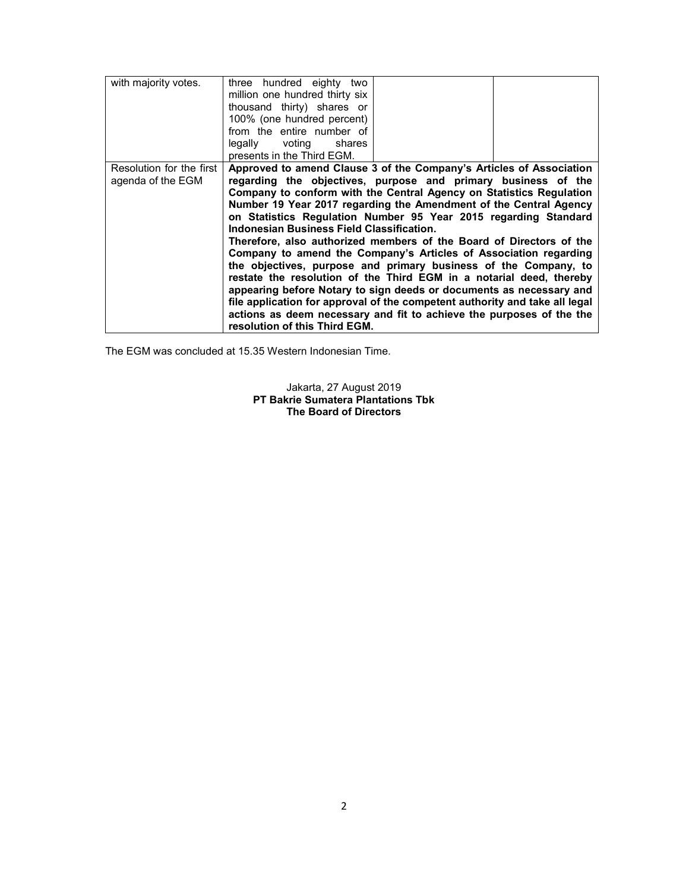| | | | |
|---|---|---|---|
| with majority votes. | three hundred eighty two million one hundred thirty six thousand thirty) shares or 100% (one hundred percent) from the entire number of legally voting shares presents in the Third EGM. | | |
| Resolution for the first agenda of the EGM | **Approved to amend Clause 3 of the Company's Articles of Association regarding the objectives, purpose and primary business of the Company to conform with the Central Agency on Statistics Regulation Number 19 Year 2017 regarding the Amendment of the Central Agency on Statistics Regulation Number 95 Year 2015 regarding Standard Indonesian Business Field Classification.**<br>**Therefore, also authorized members of the Board of Directors of the Company to amend the Company's Articles of Association regarding the objectives, purpose and primary business of the Company, to restate the resolution of the Third EGM in a notarial deed, thereby appearing before Notary to sign deeds or documents as necessary and file application for approval of the competent authority and take all legal actions as deem necessary and fit to achieve the purposes of the the resolution of this Third EGM.** | | |

The EGM was concluded at 15.35 Western Indonesian Time.

Jakarta, 27 August 2019
**PT Bakrie Sumatera Plantations Tbk**
**The Board of Directors**